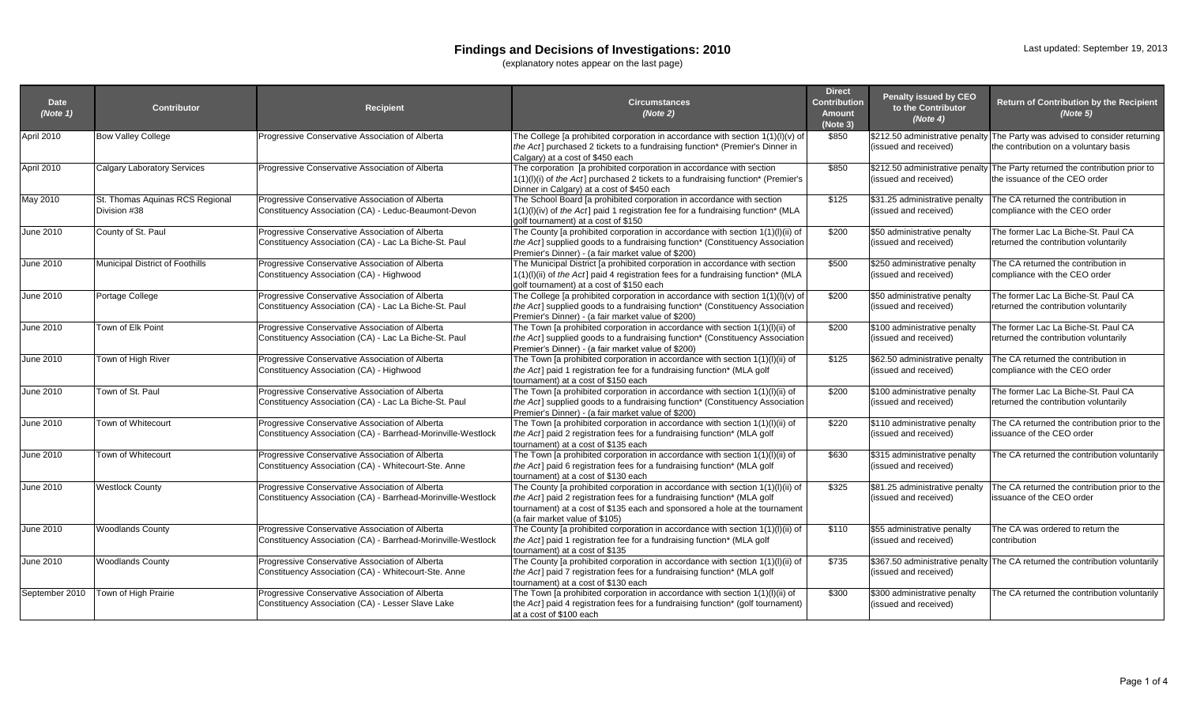# Findings and Decisions of Investigations: 2010

(explanatory notes appear on the last page)

Last updated: September 19, 2013

| Date *(Note 1)* | Contributor | Recipient | Circumstances *(Note 2)* | Direct Contribution Amount (Note 3) | Penalty issued by CEO to the Contributor *(Note 4)* | Return of Contribution by the Recipient *(Note 5)* |
|---|---|---|---|---|---|---|
| April 2010 | Bow Valley College | Progressive Conservative Association of Alberta | The College [a prohibited corporation in accordance with section 1(1)(l)(v) of *the Act*] purchased 2 tickets to a fundraising function* (Premier's Dinner in Calgary) at a cost of $450 each | $850 | $212.50 administrative penalty (issued and received) | The Party was advised to consider returning the contribution on a voluntary basis |
| April 2010 | Calgary Laboratory Services | Progressive Conservative Association of Alberta | The corporation [a prohibited corporation in accordance with section 1(1)(l)(i) of *the Act*] purchased 2 tickets to a fundraising function* (Premier's Dinner in Calgary) at a cost of $450 each | $850 | $212.50 administrative penalty (issued and received) | The Party returned the contribution prior to the issuance of the CEO order |
| May 2010 | St. Thomas Aquinas RCS Regional Division #38 | Progressive Conservative Association of Alberta Constituency Association (CA) - Leduc-Beaumont-Devon | The School Board [a prohibited corporation in accordance with section 1(1)(l)(iv) of *the Act*] paid 1 registration fee for a fundraising function* (MLA golf tournament) at a cost of $150 | $125 | $31.25 administrative penalty (issued and received) | The CA returned the contribution in compliance with the CEO order |
| June 2010 | County of St. Paul | Progressive Conservative Association of Alberta Constituency Association (CA) - Lac La Biche-St. Paul | The County [a prohibited corporation in accordance with section 1(1)(l)(ii) of *the Act*] supplied goods to a fundraising function* (Constituency Association Premier's Dinner) - (a fair market value of $200) | $200 | $50 administrative penalty (issued and received) | The former Lac La Biche-St. Paul CA returned the contribution voluntarily |
| June 2010 | Municipal District of Foothills | Progressive Conservative Association of Alberta Constituency Association (CA) - Highwood | The Municipal District [a prohibited corporation in accordance with section 1(1)(l)(ii) of *the Act*] paid 4 registration fees for a fundraising function* (MLA golf tournament) at a cost of $150 each | $500 | $250 administrative penalty (issued and received) | The CA returned the contribution in compliance with the CEO order |
| June 2010 | Portage College | Progressive Conservative Association of Alberta Constituency Association (CA) - Lac La Biche-St. Paul | The College [a prohibited corporation in accordance with section 1(1)(l)(v) of *the Act*] supplied goods to a fundraising function* (Constituency Association Premier's Dinner) - (a fair market value of $200) | $200 | $50 administrative penalty (issued and received) | The former Lac La Biche-St. Paul CA returned the contribution voluntarily |
| June 2010 | Town of Elk Point | Progressive Conservative Association of Alberta Constituency Association (CA) - Lac La Biche-St. Paul | The Town [a prohibited corporation in accordance with section 1(1)(l)(ii) of *the Act*] supplied goods to a fundraising function* (Constituency Association Premier's Dinner) - (a fair market value of $200) | $200 | $100 administrative penalty (issued and received) | The former Lac La Biche-St. Paul CA returned the contribution voluntarily |
| June 2010 | Town of High River | Progressive Conservative Association of Alberta Constituency Association (CA) - Highwood | The Town [a prohibited corporation in accordance with section 1(1)(l)(ii) of *the Act*] paid 1 registration fee for a fundraising function* (MLA golf tournament) at a cost of $150 each | $125 | $62.50 administrative penalty (issued and received) | The CA returned the contribution in compliance with the CEO order |
| June 2010 | Town of St. Paul | Progressive Conservative Association of Alberta Constituency Association (CA) - Lac La Biche-St. Paul | The Town [a prohibited corporation in accordance with section 1(1)(l)(ii) of *the Act*] supplied goods to a fundraising function* (Constituency Association Premier's Dinner) - (a fair market value of $200) | $200 | $100 administrative penalty (issued and received) | The former Lac La Biche-St. Paul CA returned the contribution voluntarily |
| June 2010 | Town of Whitecourt | Progressive Conservative Association of Alberta Constituency Association (CA) - Barrhead-Morinville-Westlock | The Town [a prohibited corporation in accordance with section 1(1)(l)(ii) of *the Act*] paid 2 registration fees for a fundraising function* (MLA golf tournament) at a cost of $135 each | $220 | $110 administrative penalty (issued and received) | The CA returned the contribution prior to the issuance of the CEO order |
| June 2010 | Town of Whitecourt | Progressive Conservative Association of Alberta Constituency Association (CA) - Whitecourt-Ste. Anne | The Town [a prohibited corporation in accordance with section 1(1)(l)(ii) of *the Act*] paid 6 registration fees for a fundraising function* (MLA golf tournament) at a cost of $130 each | $630 | $315 administrative penalty (issued and received) | The CA returned the contribution voluntarily |
| June 2010 | Westlock County | Progressive Conservative Association of Alberta Constituency Association (CA) - Barrhead-Morinville-Westlock | The County [a prohibited corporation in accordance with section 1(1)(l)(ii) of *the Act*] paid 2 registration fees for a fundraising function* (MLA golf tournament) at a cost of $135 each and sponsored a hole at the tournament (a fair market value of $105) | $325 | $81.25 administrative penalty (issued and received) | The CA returned the contribution prior to the issuance of the CEO order |
| June 2010 | Woodlands County | Progressive Conservative Association of Alberta Constituency Association (CA) - Barrhead-Morinville-Westlock | The County [a prohibited corporation in accordance with section 1(1)(l)(ii) of *the Act*] paid 1 registration fee for a fundraising function* (MLA golf tournament) at a cost of $135 | $110 | $55 administrative penalty (issued and received) | The CA was ordered to return the contribution |
| June 2010 | Woodlands County | Progressive Conservative Association of Alberta Constituency Association (CA) - Whitecourt-Ste. Anne | The County [a prohibited corporation in accordance with section 1(1)(l)(ii) of *the Act*] paid 7 registration fees for a fundraising function* (MLA golf tournament) at a cost of $130 each | $735 | $367.50 administrative penalty (issued and received) | The CA returned the contribution voluntarily |
| September 2010 | Town of High Prairie | Progressive Conservative Association of Alberta Constituency Association (CA) - Lesser Slave Lake | The Town [a prohibited corporation in accordance with section 1(1)(l)(ii) of *the Act*] paid 4 registration fees for a fundraising function* (golf tournament) at a cost of $100 each | $300 | $300 administrative penalty (issued and received) | The CA returned the contribution voluntarily |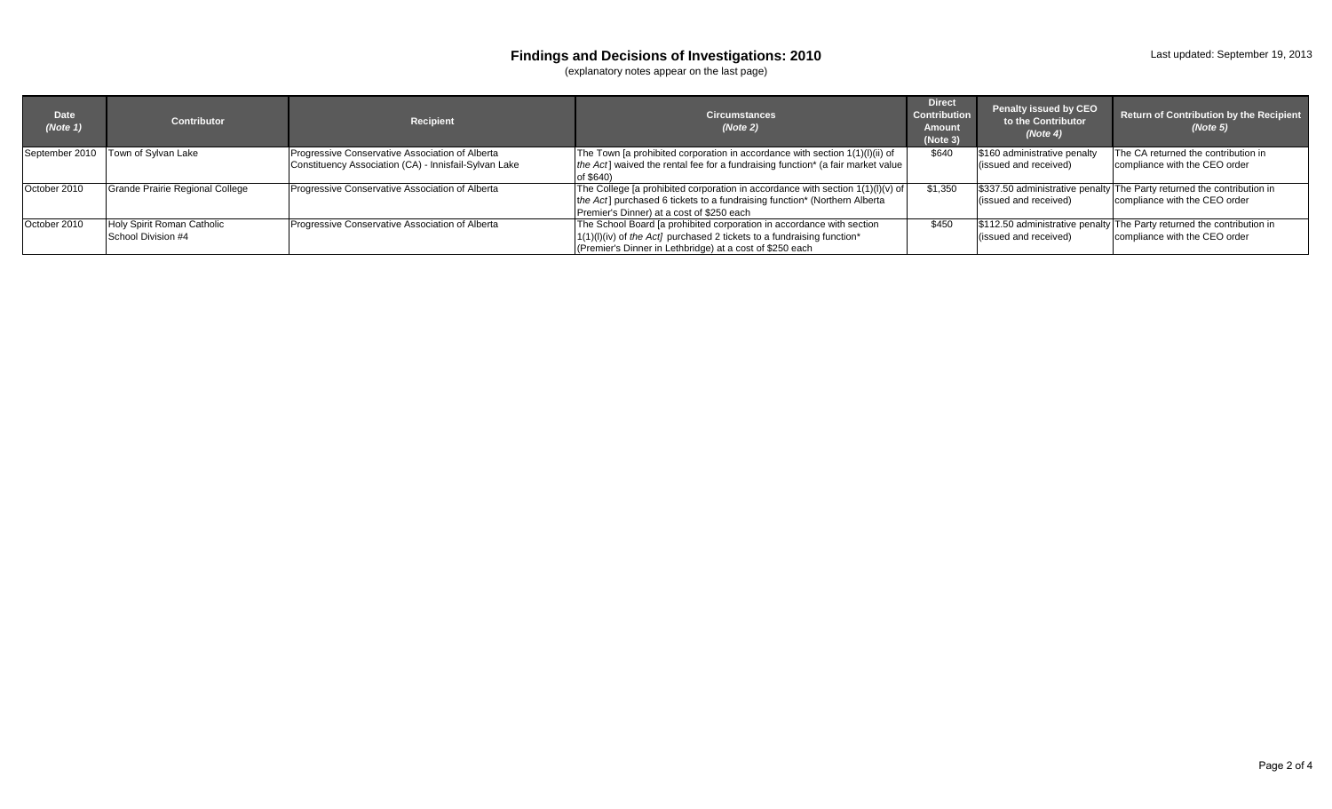# Findings and Decisions of Investigations: 2010

(explanatory notes appear on the last page)

Last updated: September 19, 2013

| Date *(Note 1)* | Contributor | Recipient | Circumstances *(Note 2)* | Direct Contribution Amount (Note 3) | Penalty issued by CEO to the Contributor *(Note 4)* | Return of Contribution by the Recipient *(Note 5)* |
|---|---|---|---|---|---|---|
| September 2010 | Town of Sylvan Lake | Progressive Conservative Association of Alberta Constituency Association (CA) - Innisfail-Sylvan Lake | The Town [a prohibited corporation in accordance with section 1(1)(l)(ii) of *the Act*] waived the rental fee for a fundraising function* (a fair market value of $640) | $640 | $160 administrative penalty (issued and received) | The CA returned the contribution in compliance with the CEO order |
| October 2010 | Grande Prairie Regional College | Progressive Conservative Association of Alberta | The College [a prohibited corporation in accordance with section 1(1)(l)(v) of *the Act*] purchased 6 tickets to a fundraising function* (Northern Alberta Premier's Dinner) at a cost of $250 each | $1,350 | $337.50 administrative penalty (issued and received) | The Party returned the contribution in compliance with the CEO order |
| October 2010 | Holy Spirit Roman Catholic School Division #4 | Progressive Conservative Association of Alberta | The School Board [a prohibited corporation in accordance with section 1(1)(l)(iv) of *the Act]* purchased 2 tickets to a fundraising function* (Premier's Dinner in Lethbridge) at a cost of $250 each | $450 | $112.50 administrative penalty (issued and received) | The Party returned the contribution in compliance with the CEO order |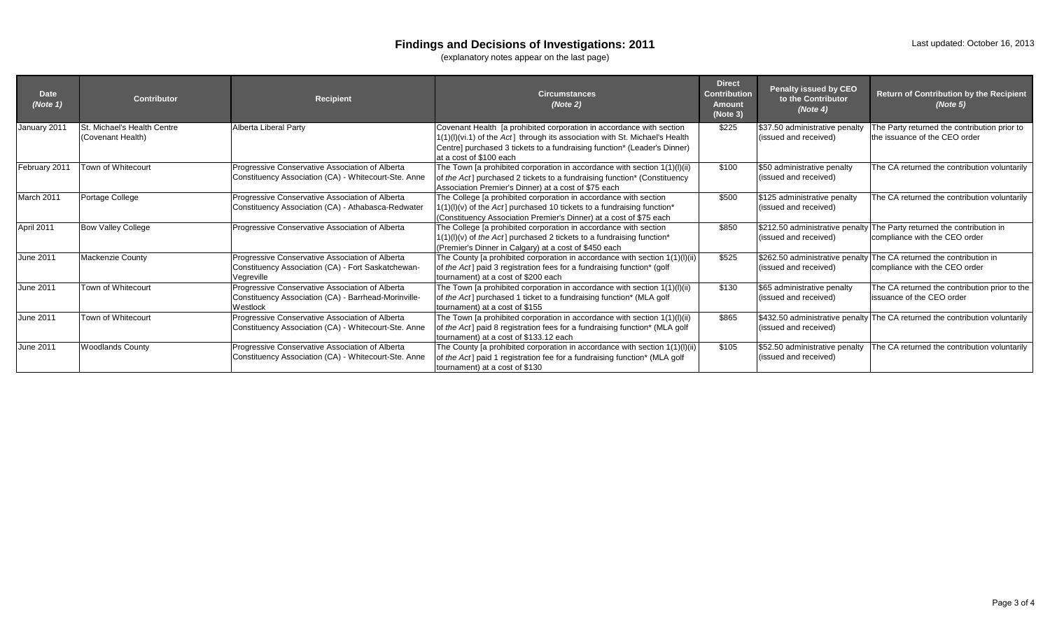# Findings and Decisions of Investigations: 2011

(explanatory notes appear on the last page)

Last updated: October 16, 2013

| Date *(Note 1)* | Contributor | Recipient | Circumstances *(Note 2)* | Direct Contribution Amount (Note 3) | Penalty issued by CEO to the Contributor *(Note 4)* | Return of Contribution by the Recipient *(Note 5)* |
|---|---|---|---|---|---|---|
| January 2011 | St. Michael's Health Centre (Covenant Health) | Alberta Liberal Party | Covenant Health [a prohibited corporation in accordance with section 1(1)(l)(vi.1) of the *Act*] through its association with St. Michael's Health Centre] purchased 3 tickets to a fundraising function* (Leader's Dinner) at a cost of $100 each | $225 | $37.50 administrative penalty (issued and received) | The Party returned the contribution prior to the issuance of the CEO order |
| February 2011 | Town of Whitecourt | Progressive Conservative Association of Alberta Constituency Association (CA) - Whitecourt-Ste. Anne | The Town [a prohibited corporation in accordance with section 1(1)(l)(ii) of *the Act*] purchased 2 tickets to a fundraising function* (Constituency Association Premier's Dinner) at a cost of $75 each | $100 | $50 administrative penalty (issued and received) | The CA returned the contribution voluntarily |
| March 2011 | Portage College | Progressive Conservative Association of Alberta Constituency Association (CA) - Athabasca-Redwater | The College [a prohibited corporation in accordance with section 1(1)(l)(v) of *the Act*] purchased 10 tickets to a fundraising function* (Constituency Association Premier's Dinner) at a cost of $75 each | $500 | $125 administrative penalty (issued and received) | The CA returned the contribution voluntarily |
| April 2011 | Bow Valley College | Progressive Conservative Association of Alberta | The College [a prohibited corporation in accordance with section 1(1)(l)(v) of *the Act*] purchased 2 tickets to a fundraising function* (Premier's Dinner in Calgary) at a cost of $450 each | $850 | $212.50 administrative penalty (issued and received) | The Party returned the contribution in compliance with the CEO order |
| June 2011 | Mackenzie County | Progressive Conservative Association of Alberta Constituency Association (CA) - Fort Saskatchewan-Vegreville | The County [a prohibited corporation in accordance with section 1(1)(l)(ii) of *the Act*] paid 3 registration fees for a fundraising function* (golf tournament) at a cost of $200 each | $525 | $262.50 administrative penalty (issued and received) | The CA returned the contribution in compliance with the CEO order |
| June 2011 | Town of Whitecourt | Progressive Conservative Association of Alberta Constituency Association (CA) - Barrhead-Morinville-Westlock | The Town [a prohibited corporation in accordance with section 1(1)(l)(ii) of *the Act*] purchased 1 ticket to a fundraising function* (MLA golf tournament) at a cost of $155 | $130 | $65 administrative penalty (issued and received) | The CA returned the contribution prior to the issuance of the CEO order |
| June 2011 | Town of Whitecourt | Progressive Conservative Association of Alberta Constituency Association (CA) - Whitecourt-Ste. Anne | The Town [a prohibited corporation in accordance with section 1(1)(l)(ii) of *the Act*] paid 8 registration fees for a fundraising function* (MLA golf tournament) at a cost of $133.12 each | $865 | $432.50 administrative penalty (issued and received) | The CA returned the contribution voluntarily |
| June 2011 | Woodlands County | Progressive Conservative Association of Alberta Constituency Association (CA) - Whitecourt-Ste. Anne | The County [a prohibited corporation in accordance with section 1(1)(l)(ii) of *the Act*] paid 1 registration fee for a fundraising function* (MLA golf tournament) at a cost of $130 | $105 | $52.50 administrative penalty (issued and received) | The CA returned the contribution voluntarily |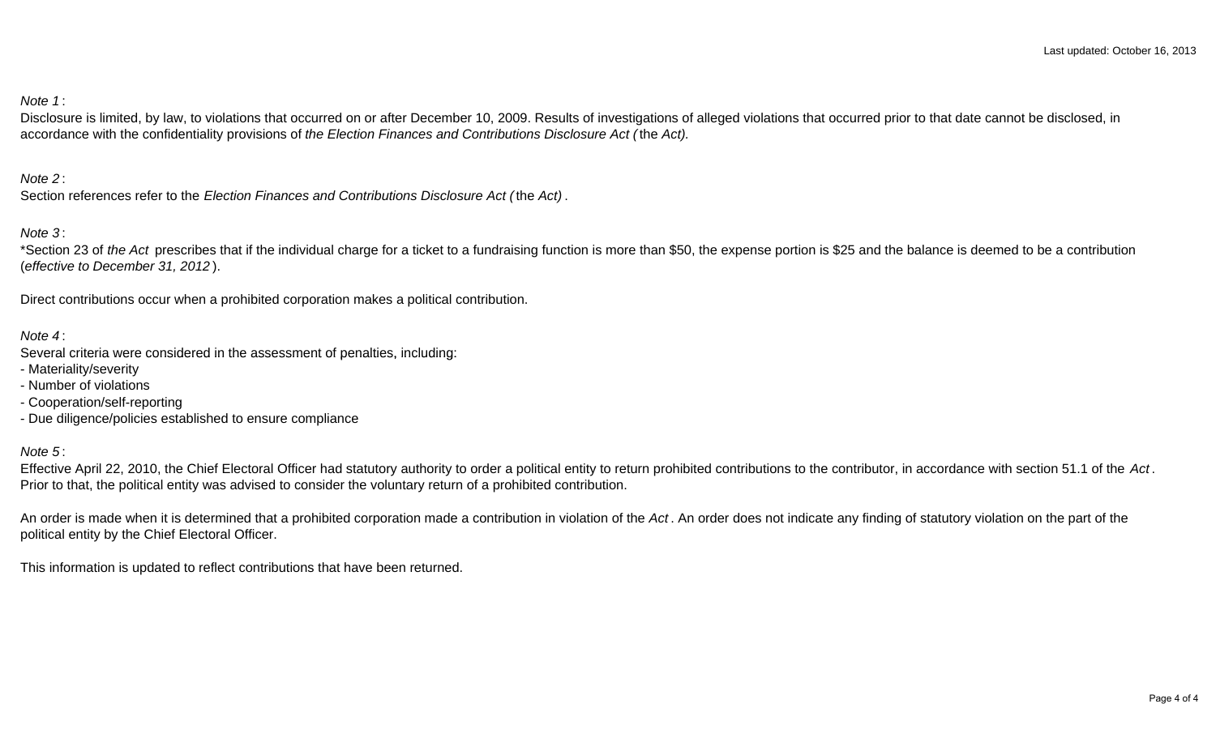Last updated: October 16, 2013

*Note 1* :

Disclosure is limited, by law, to violations that occurred on or after December 10, 2009. Results of investigations of alleged violations that occurred prior to that date cannot be disclosed, in accordance with the confidentiality provisions of *the Election Finances and Contributions Disclosure Act (* the *Act).*

*Note 2* :

Section references refer to the *Election Finances and Contributions Disclosure Act (* the *Act)* .

*Note 3* :

*Section 23 of *the Act* prescribes that if the individual charge for a ticket to a fundraising function is more than $50, the expense portion is $25 and the balance is deemed to be a contribution (*effective to December 31, 2012* ).

Direct contributions occur when a prohibited corporation makes a political contribution.

*Note 4* :

Several criteria were considered in the assessment of penalties, including:

- Materiality/severity
- Number of violations
- Cooperation/self-reporting
- Due diligence/policies established to ensure compliance

*Note 5* :

Effective April 22, 2010, the Chief Electoral Officer had statutory authority to order a political entity to return prohibited contributions to the contributor, in accordance with section 51.1 of the *Act* . Prior to that, the political entity was advised to consider the voluntary return of a prohibited contribution.

An order is made when it is determined that a prohibited corporation made a contribution in violation of the *Act* . An order does not indicate any finding of statutory violation on the part of the political entity by the Chief Electoral Officer.

This information is updated to reflect contributions that have been returned.